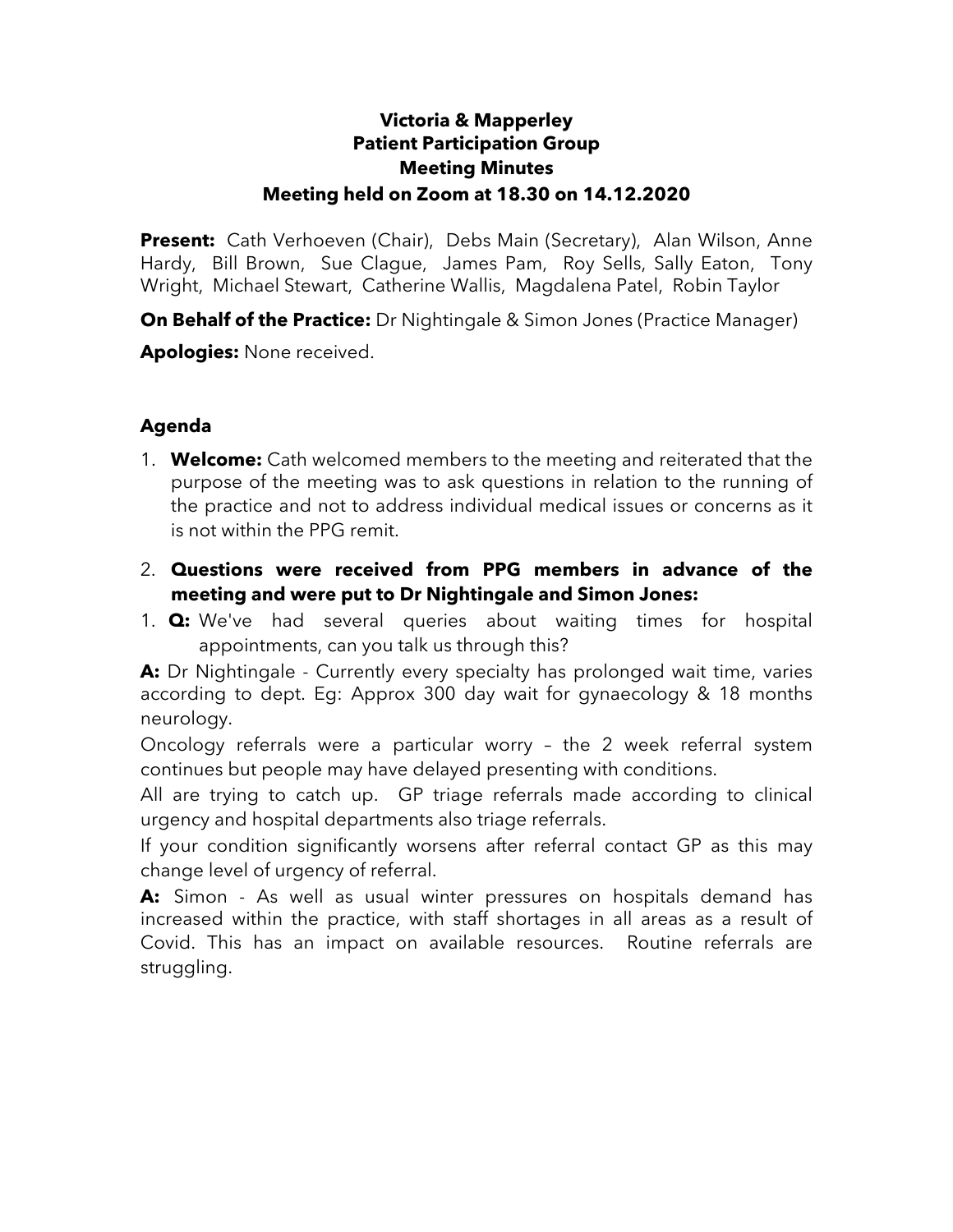# Victoria & Mapperley
## Patient Participation Group
## Meeting Minutes
## Meeting held on Zoom at 18.30 on 14.12.2020

**Present:** Cath Verhoeven (Chair), Debs Main (Secretary), Alan Wilson, Anne Hardy, Bill Brown, Sue Clague, James Pam, Roy Sells, Sally Eaton, Tony Wright, Michael Stewart, Catherine Wallis, Magdalena Patel, Robin Taylor

**On Behalf of the Practice:** Dr Nightingale & Simon Jones (Practice Manager)

**Apologies:** None received.

### Agenda

1. **Welcome:** Cath welcomed members to the meeting and reiterated that the purpose of the meeting was to ask questions in relation to the running of the practice and not to address individual medical issues or concerns as it is not within the PPG remit.

2. **Questions were received from PPG members in advance of the meeting and were put to Dr Nightingale and Simon Jones:**

1. **Q:** We've had several queries about waiting times for hospital appointments, can you talk us through this?

**A:** Dr Nightingale - Currently every specialty has prolonged wait time, varies according to dept. Eg: Approx 300 day wait for gynaecology & 18 months neurology.

Oncology referrals were a particular worry – the 2 week referral system continues but people may have delayed presenting with conditions.

All are trying to catch up. GP triage referrals made according to clinical urgency and hospital departments also triage referrals.

If your condition significantly worsens after referral contact GP as this may change level of urgency of referral.

**A:** Simon - As well as usual winter pressures on hospitals demand has increased within the practice, with staff shortages in all areas as a result of Covid. This has an impact on available resources. Routine referrals are struggling.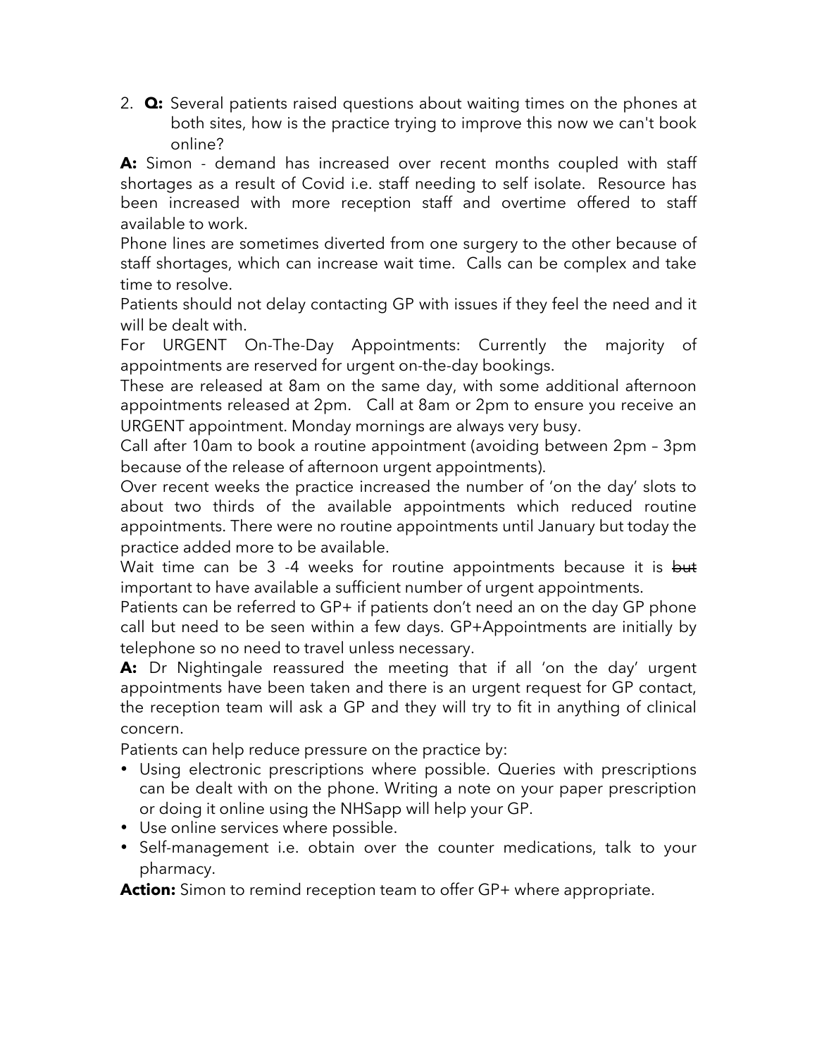2. **Q:** Several patients raised questions about waiting times on the phones at both sites, how is the practice trying to improve this now we can't book online?

**A:** Simon - demand has increased over recent months coupled with staff shortages as a result of Covid i.e. staff needing to self isolate. Resource has been increased with more reception staff and overtime offered to staff available to work.

Phone lines are sometimes diverted from one surgery to the other because of staff shortages, which can increase wait time. Calls can be complex and take time to resolve.

Patients should not delay contacting GP with issues if they feel the need and it will be dealt with.

For URGENT On-The-Day Appointments: Currently the majority of appointments are reserved for urgent on-the-day bookings.

These are released at 8am on the same day, with some additional afternoon appointments released at 2pm. Call at 8am or 2pm to ensure you receive an URGENT appointment. Monday mornings are always very busy.

Call after 10am to book a routine appointment (avoiding between 2pm – 3pm because of the release of afternoon urgent appointments).

Over recent weeks the practice increased the number of 'on the day' slots to about two thirds of the available appointments which reduced routine appointments. There were no routine appointments until January but today the practice added more to be available.

Wait time can be 3 -4 weeks for routine appointments because it is ~~but~~ important to have available a sufficient number of urgent appointments.

Patients can be referred to GP+ if patients don't need an on the day GP phone call but need to be seen within a few days. GP+Appointments are initially by telephone so no need to travel unless necessary.

**A:** Dr Nightingale reassured the meeting that if all 'on the day' urgent appointments have been taken and there is an urgent request for GP contact, the reception team will ask a GP and they will try to fit in anything of clinical concern.

Patients can help reduce pressure on the practice by:

- Using electronic prescriptions where possible. Queries with prescriptions can be dealt with on the phone. Writing a note on your paper prescription or doing it online using the NHSapp will help your GP.
- Use online services where possible.
- Self-management i.e. obtain over the counter medications, talk to your pharmacy.

**Action:** Simon to remind reception team to offer GP+ where appropriate.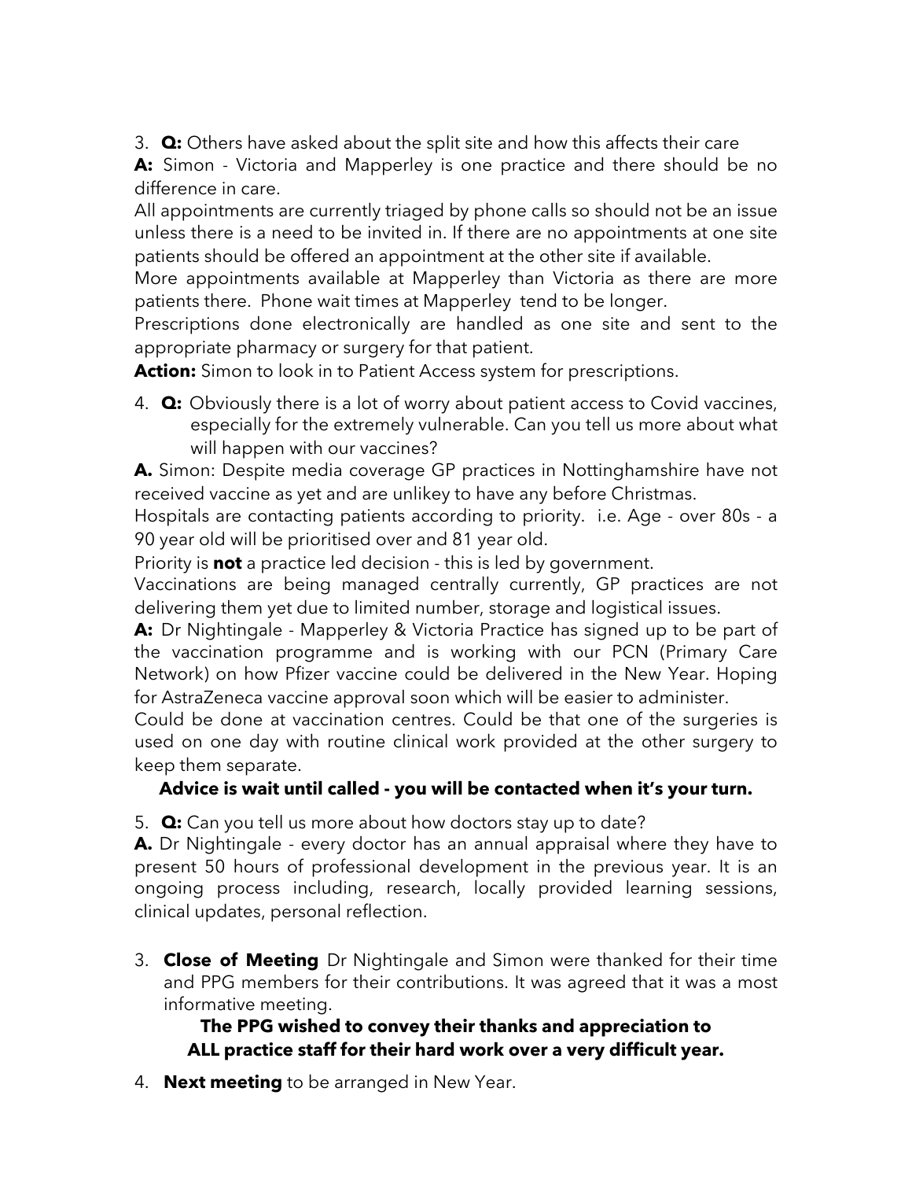3. **Q:** Others have asked about the split site and how this affects their care

**A:** Simon - Victoria and Mapperley is one practice and there should be no difference in care.

All appointments are currently triaged by phone calls so should not be an issue unless there is a need to be invited in. If there are no appointments at one site patients should be offered an appointment at the other site if available.

More appointments available at Mapperley than Victoria as there are more patients there. Phone wait times at Mapperley tend to be longer.

Prescriptions done electronically are handled as one site and sent to the appropriate pharmacy or surgery for that patient.

**Action:** Simon to look in to Patient Access system for prescriptions.

4. **Q:** Obviously there is a lot of worry about patient access to Covid vaccines, especially for the extremely vulnerable. Can you tell us more about what will happen with our vaccines?

**A.** Simon: Despite media coverage GP practices in Nottinghamshire have not received vaccine as yet and are unlikey to have any before Christmas.

Hospitals are contacting patients according to priority. i.e. Age - over 80s - a 90 year old will be prioritised over and 81 year old.

Priority is **not** a practice led decision - this is led by government.

Vaccinations are being managed centrally currently, GP practices are not delivering them yet due to limited number, storage and logistical issues.

**A:** Dr Nightingale - Mapperley & Victoria Practice has signed up to be part of the vaccination programme and is working with our PCN (Primary Care Network) on how Pfizer vaccine could be delivered in the New Year. Hoping for AstraZeneca vaccine approval soon which will be easier to administer.

Could be done at vaccination centres. Could be that one of the surgeries is used on one day with routine clinical work provided at the other surgery to keep them separate.

**Advice is wait until called - you will be contacted when it's your turn.**

5. **Q:** Can you tell us more about how doctors stay up to date?

**A.** Dr Nightingale - every doctor has an annual appraisal where they have to present 50 hours of professional development in the previous year. It is an ongoing process including, research, locally provided learning sessions, clinical updates, personal reflection.

3. **Close of Meeting** Dr Nightingale and Simon were thanked for their time and PPG members for their contributions. It was agreed that it was a most informative meeting.

**The PPG wished to convey their thanks and appreciation to ALL practice staff for their hard work over a very difficult year.**

4. **Next meeting** to be arranged in New Year.